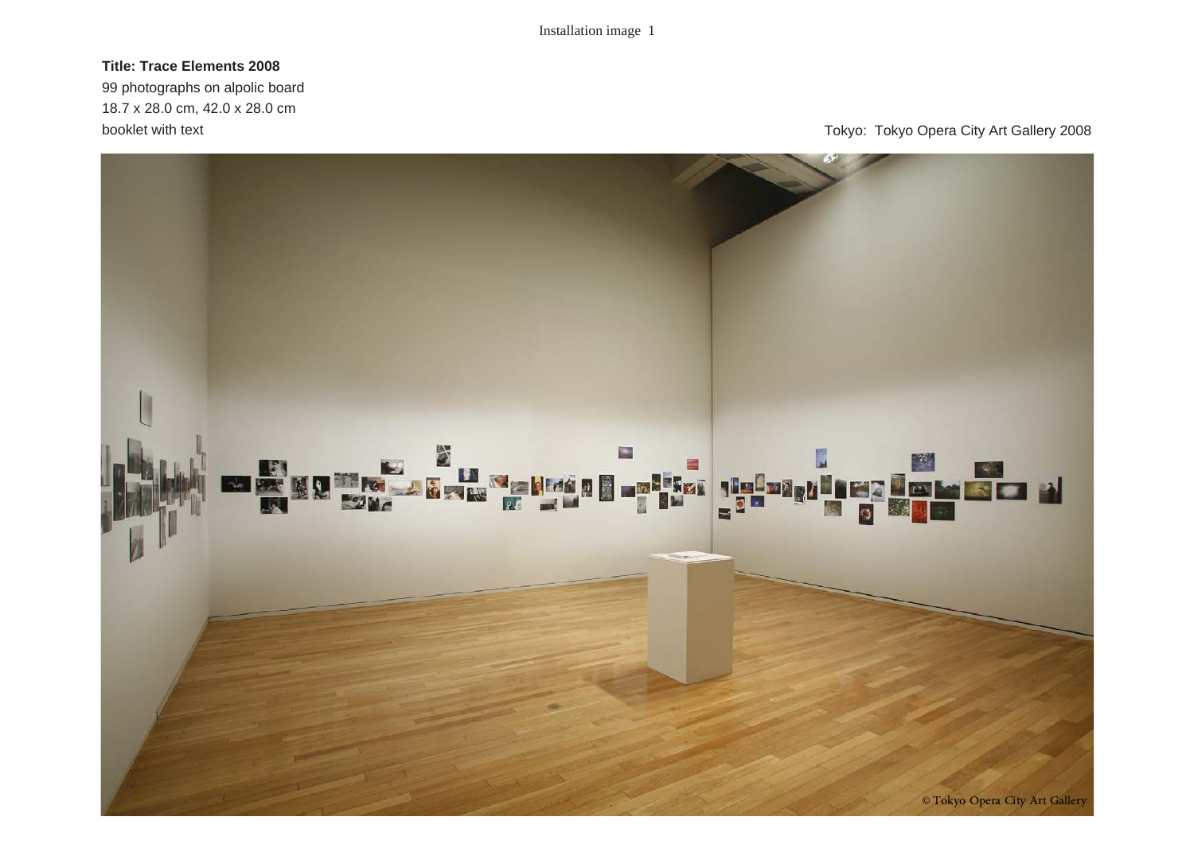Installation image 1

**Title: Trace Elements 2008**
99 photographs on alpolic board
18.7 x 28.0 cm, 42.0 x 28.0 cm
booklet with text

Tokyo: Tokyo Opera City Art Gallery 2008

© Tokyo Opera City Art Gallery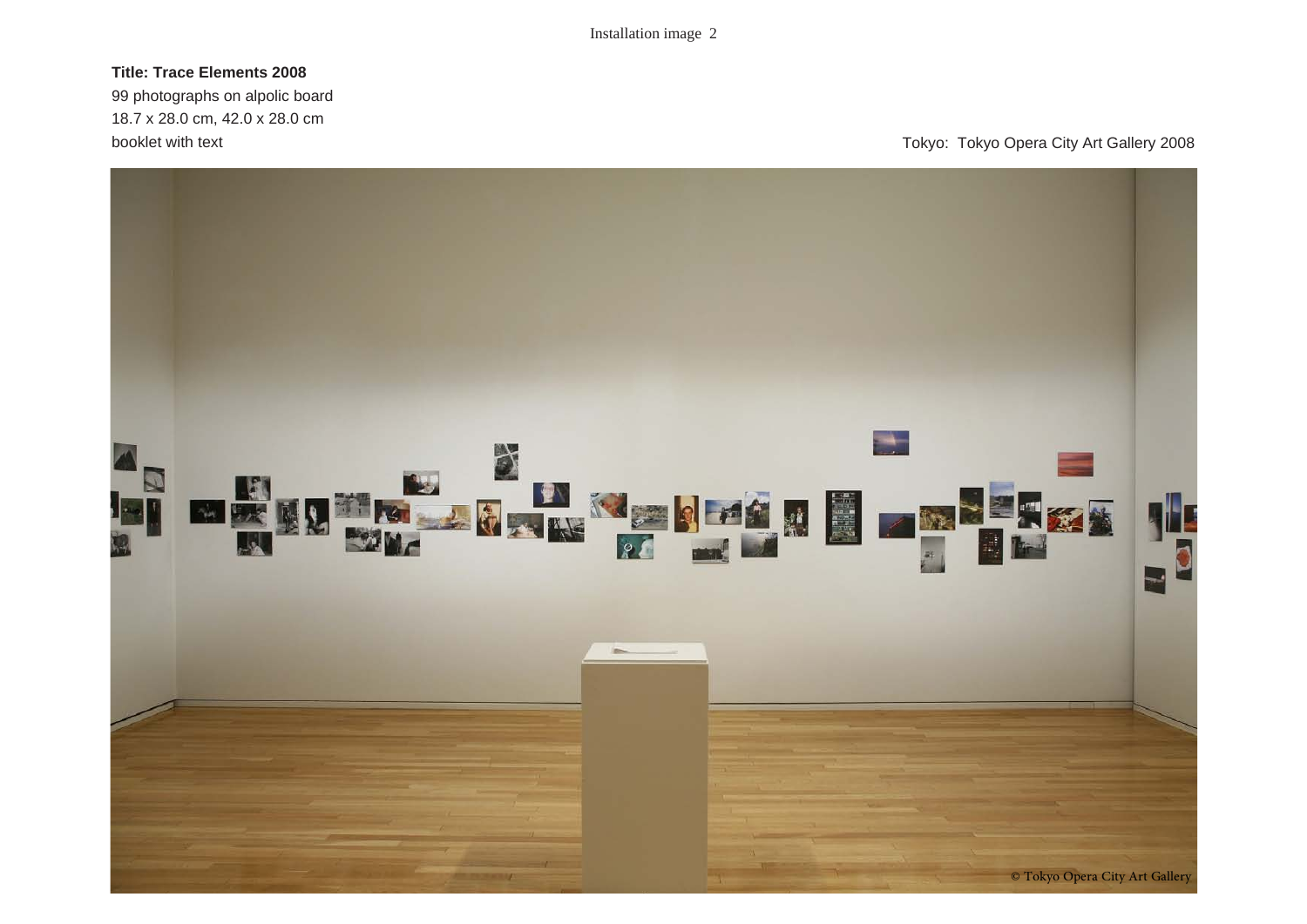Installation image 2

**Title: Trace Elements 2008**
99 photographs on alpolic board
18.7 x 28.0 cm, 42.0 x 28.0 cm
booklet with text

Tokyo: Tokyo Opera City Art Gallery 2008

© Tokyo Opera City Art Gallery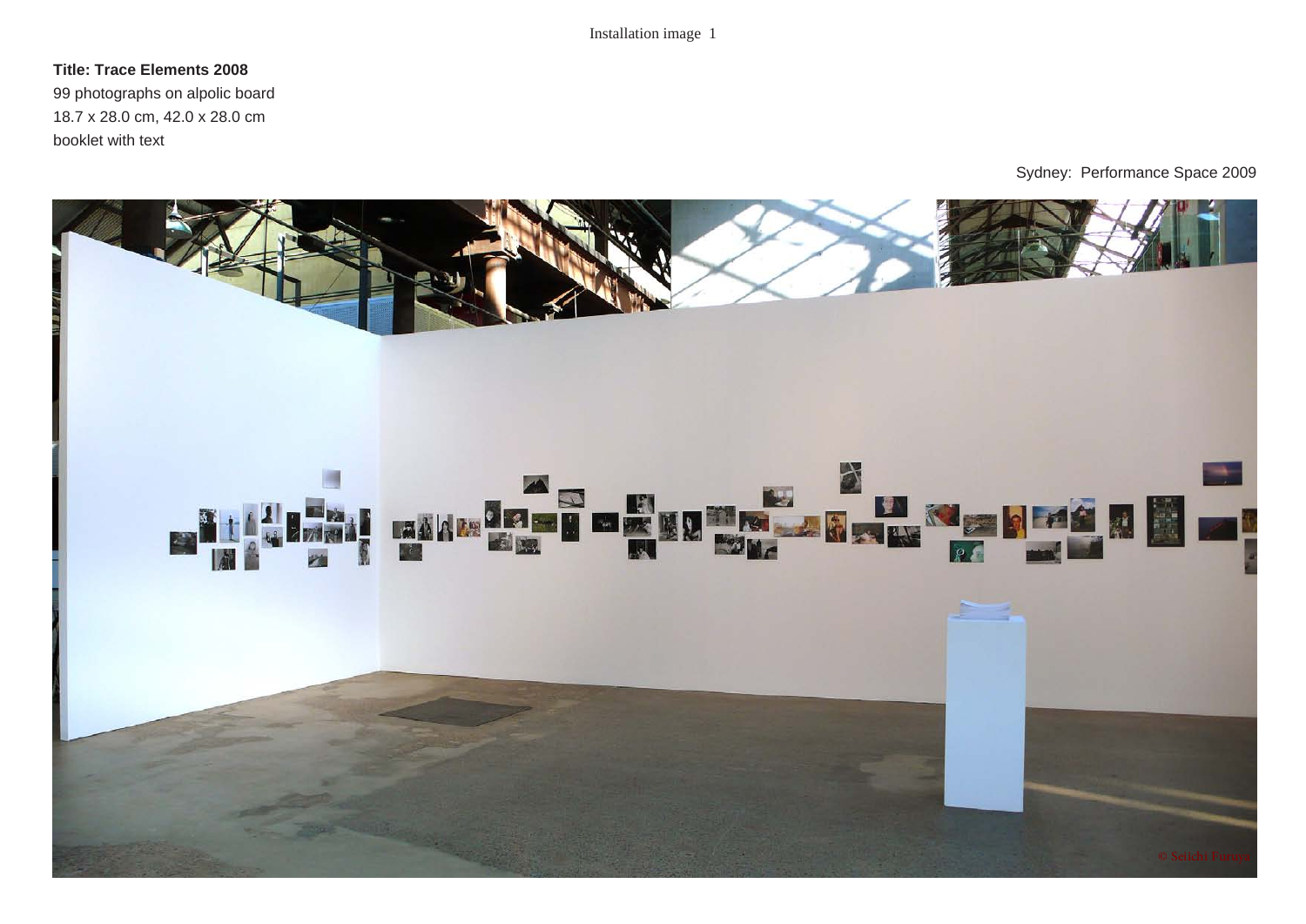Installation image 1

**Title: Trace Elements 2008**
99 photographs on alpolic board
18.7 x 28.0 cm, 42.0 x 28.0 cm
booklet with text

Sydney: Performance Space 2009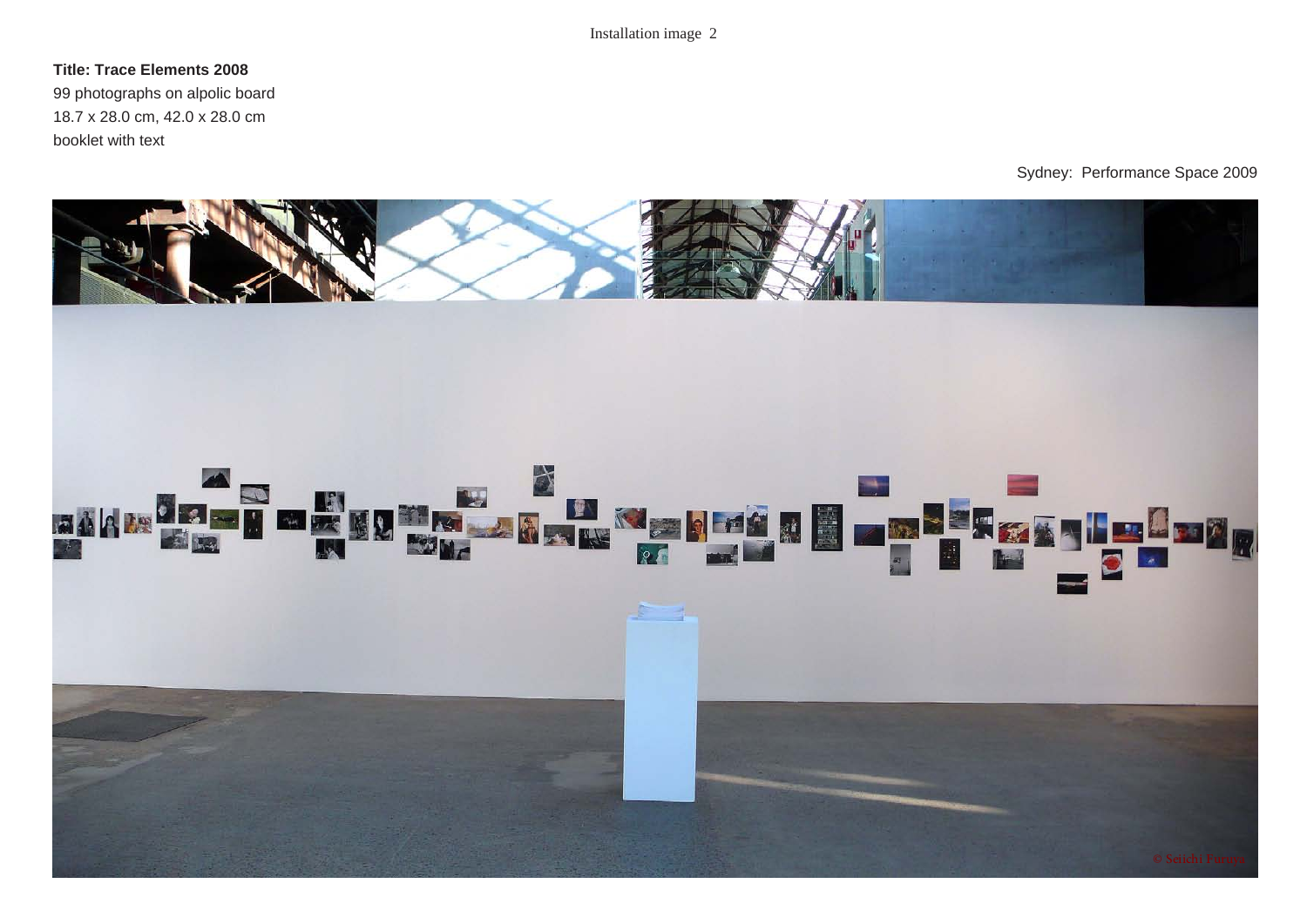Installation image 2

**Title: Trace Elements 2008**
99 photographs on alpolic board
18.7 x 28.0 cm, 42.0 x 28.0 cm
booklet with text

Sydney: Performance Space 2009

© Seiichi Furuya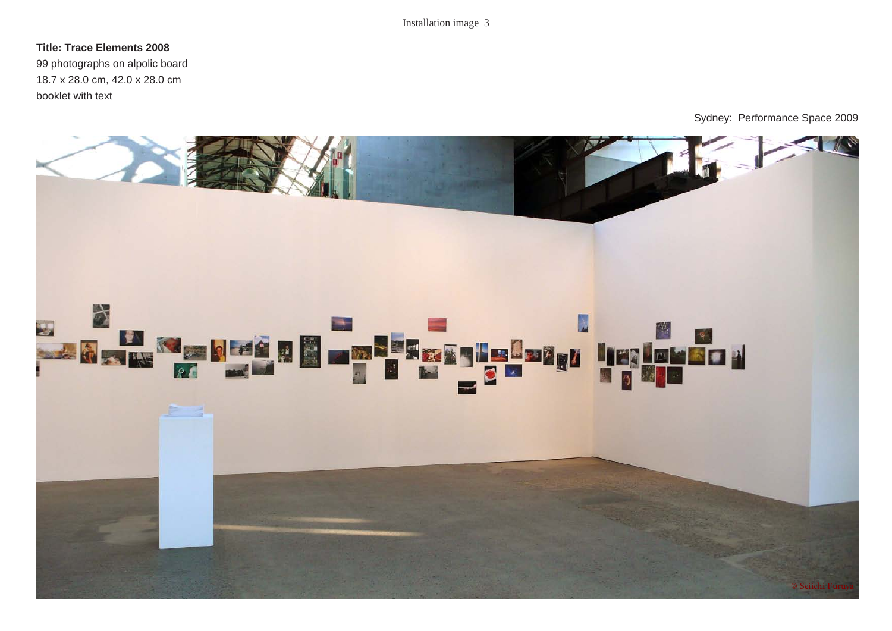Installation image 3

**Title: Trace Elements 2008**
99 photographs on alpolic board
18.7 x 28.0 cm, 42.0 x 28.0 cm
booklet with text

Sydney: Performance Space 2009

© Seiichi Furuya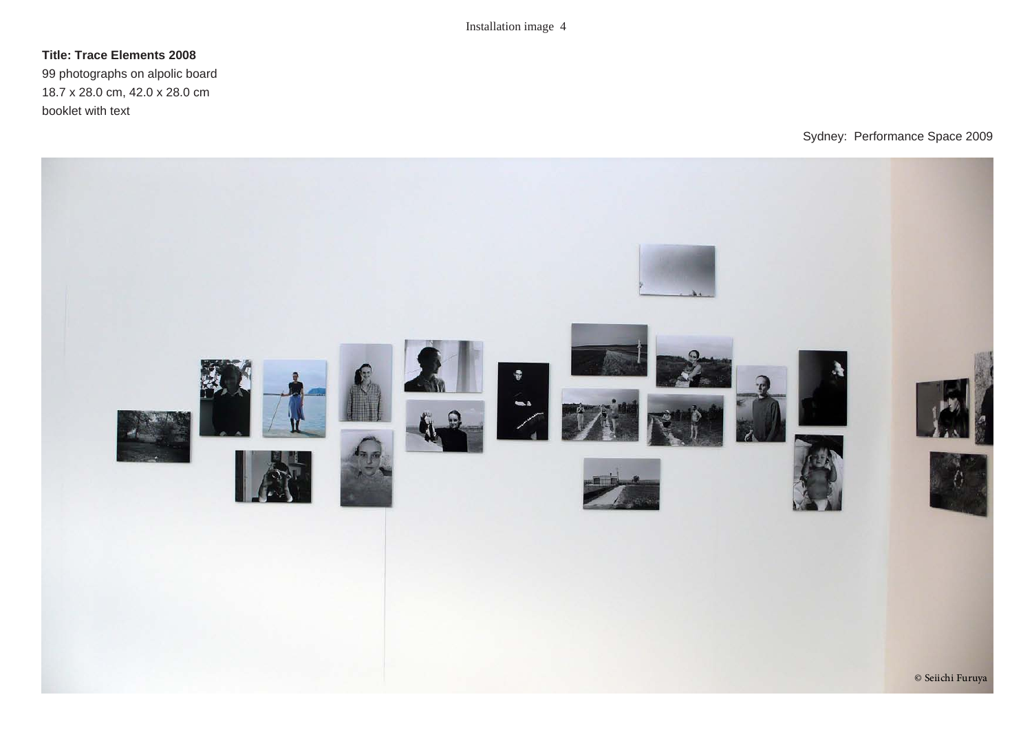Installation image 4

**Title: Trace Elements 2008**
99 photographs on alpolic board
18.7 x 28.0 cm, 42.0 x 28.0 cm
booklet with text

Sydney: Performance Space 2009

© Seiichi Furuya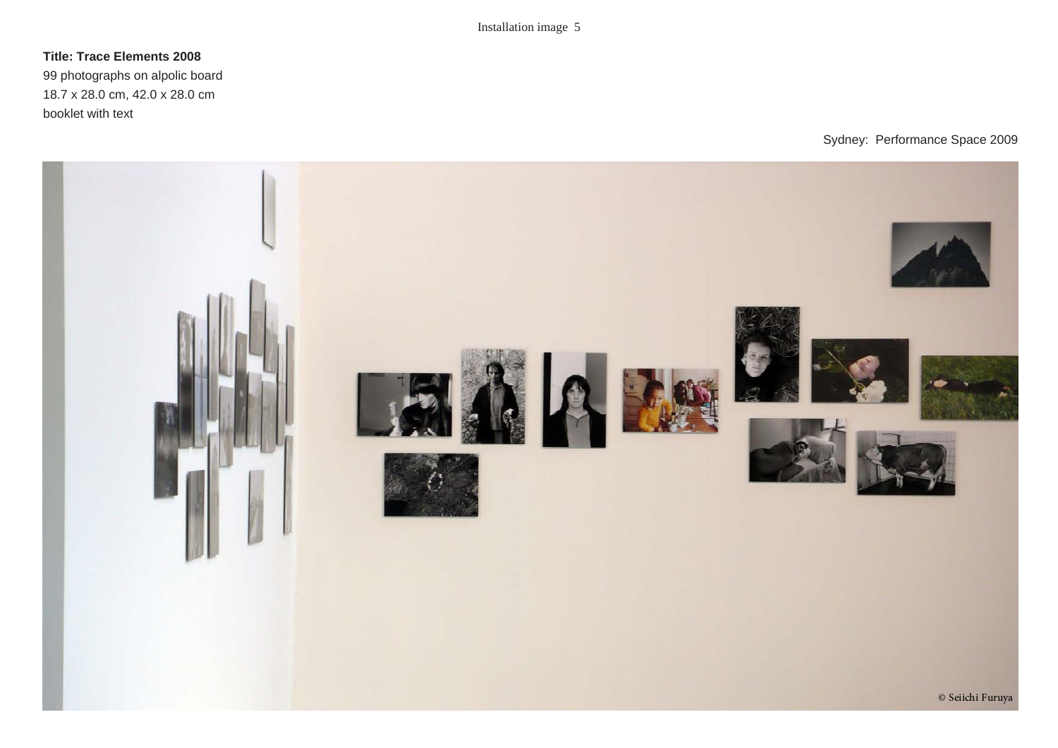Installation image 5

**Title: Trace Elements 2008**
99 photographs on alpolic board
18.7 x 28.0 cm, 42.0 x 28.0 cm
booklet with text

Sydney: Performance Space 2009

© Seiichi Furuya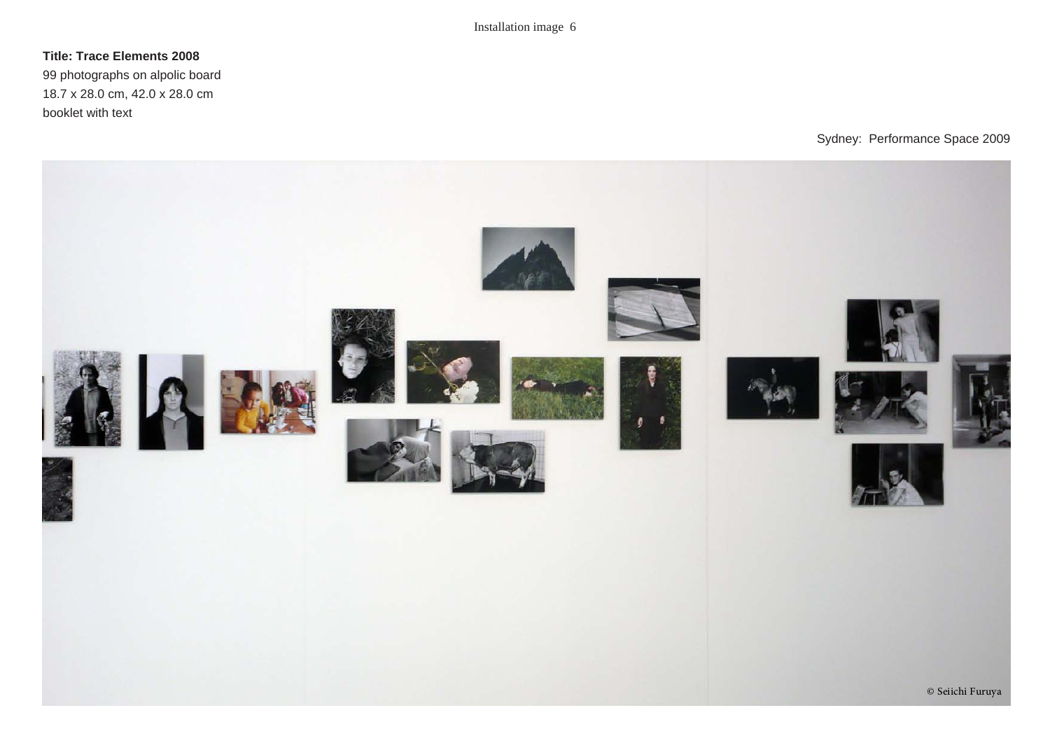Installation image 6

**Title: Trace Elements 2008**
99 photographs on alpolic board
18.7 x 28.0 cm, 42.0 x 28.0 cm
booklet with text

Sydney: Performance Space 2009

© Seiichi Furuya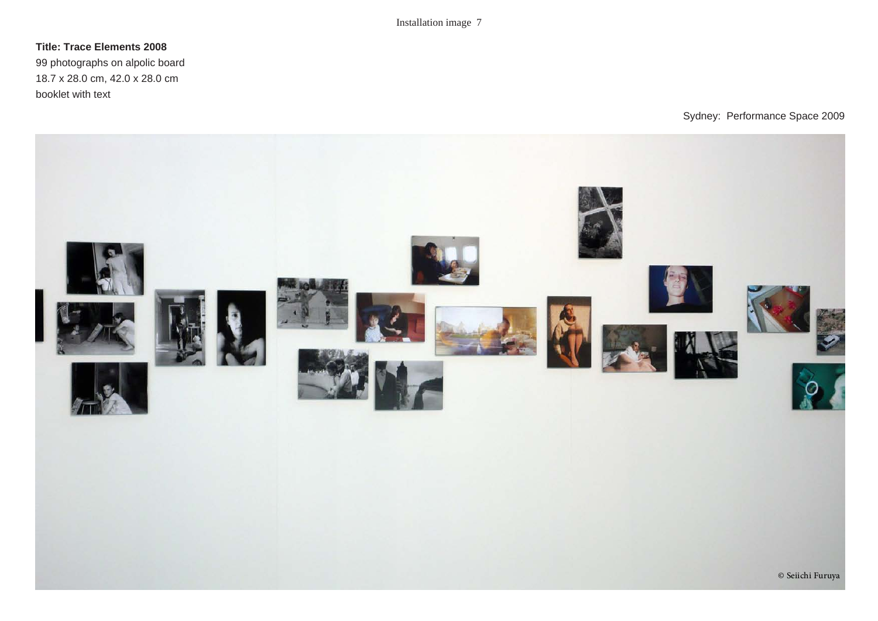Installation image 7

**Title: Trace Elements 2008**
99 photographs on alpolic board
18.7 x 28.0 cm, 42.0 x 28.0 cm
booklet with text

Sydney: Performance Space 2009

© Seiichi Furuya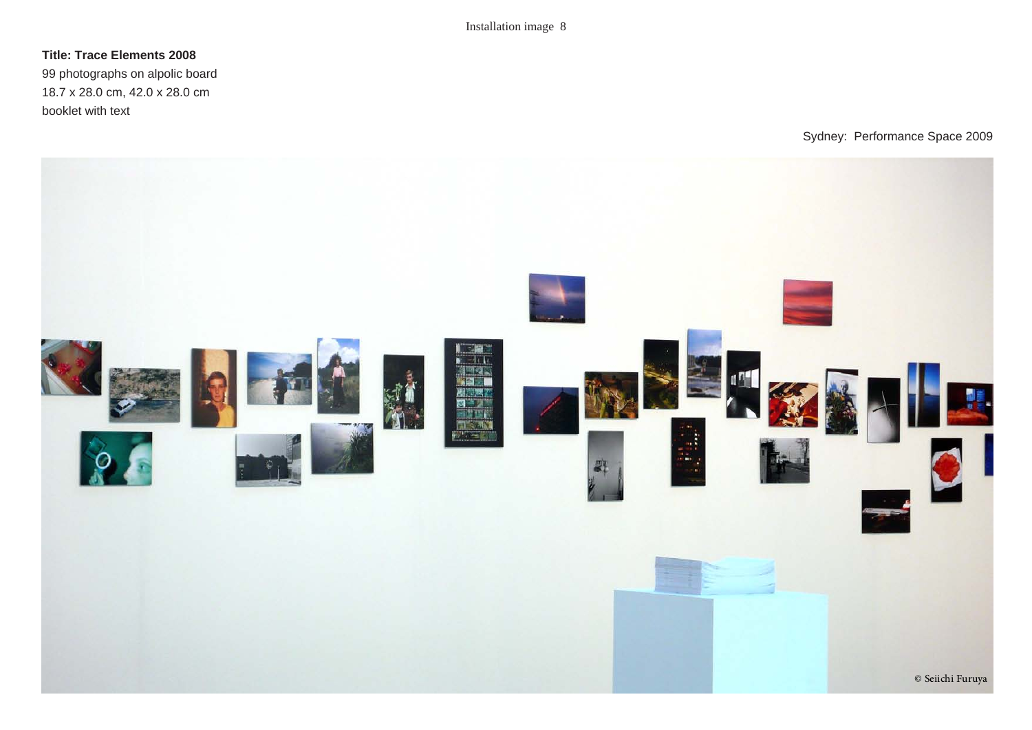Installation image 8

**Title: Trace Elements 2008**
99 photographs on alpolic board
18.7 x 28.0 cm, 42.0 x 28.0 cm
booklet with text

Sydney: Performance Space 2009

© Seiichi Furuya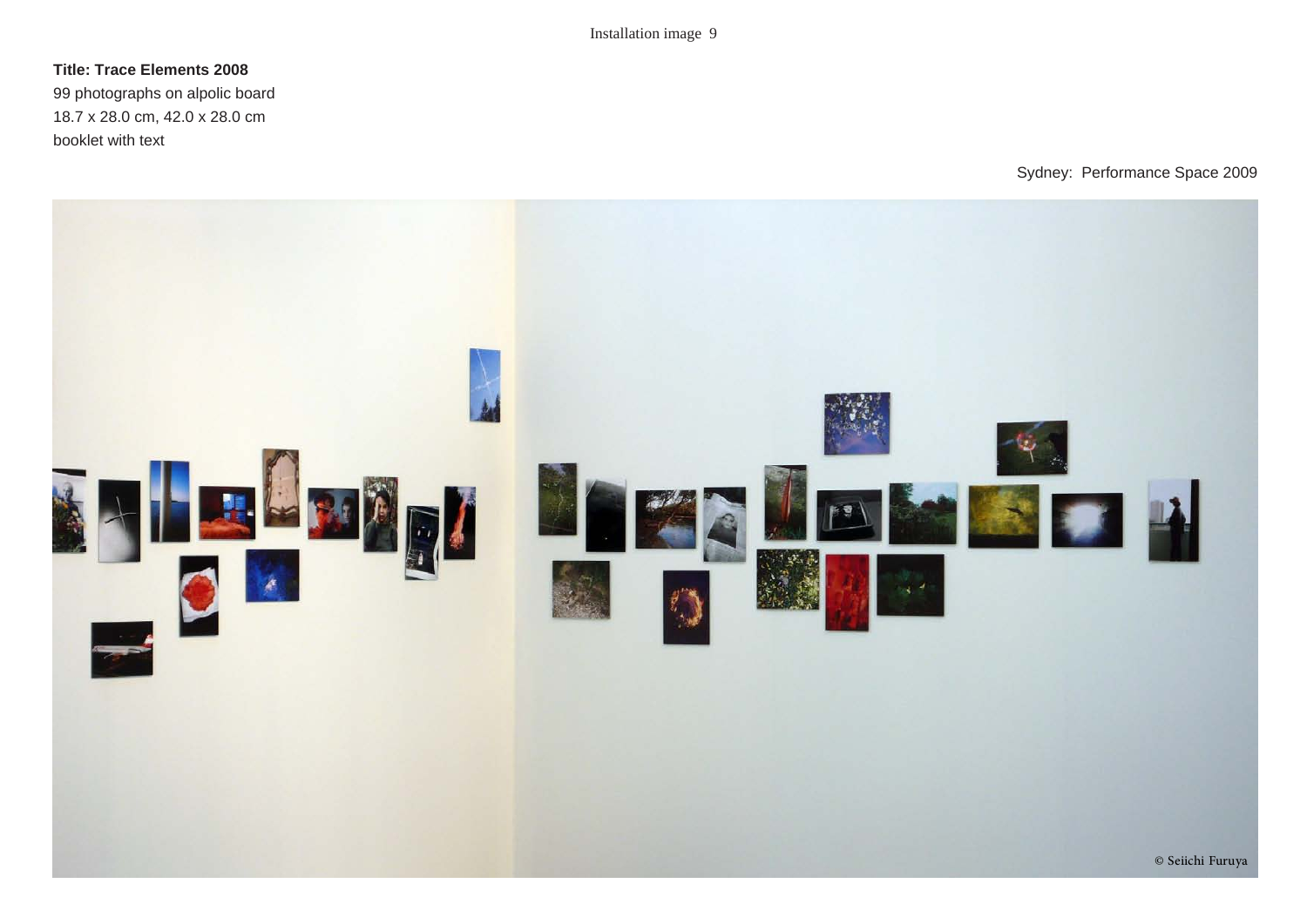Installation image 9

**Title: Trace Elements 2008**
99 photographs on alpolic board
18.7 x 28.0 cm, 42.0 x 28.0 cm
booklet with text

Sydney: Performance Space 2009

© Seiichi Furuya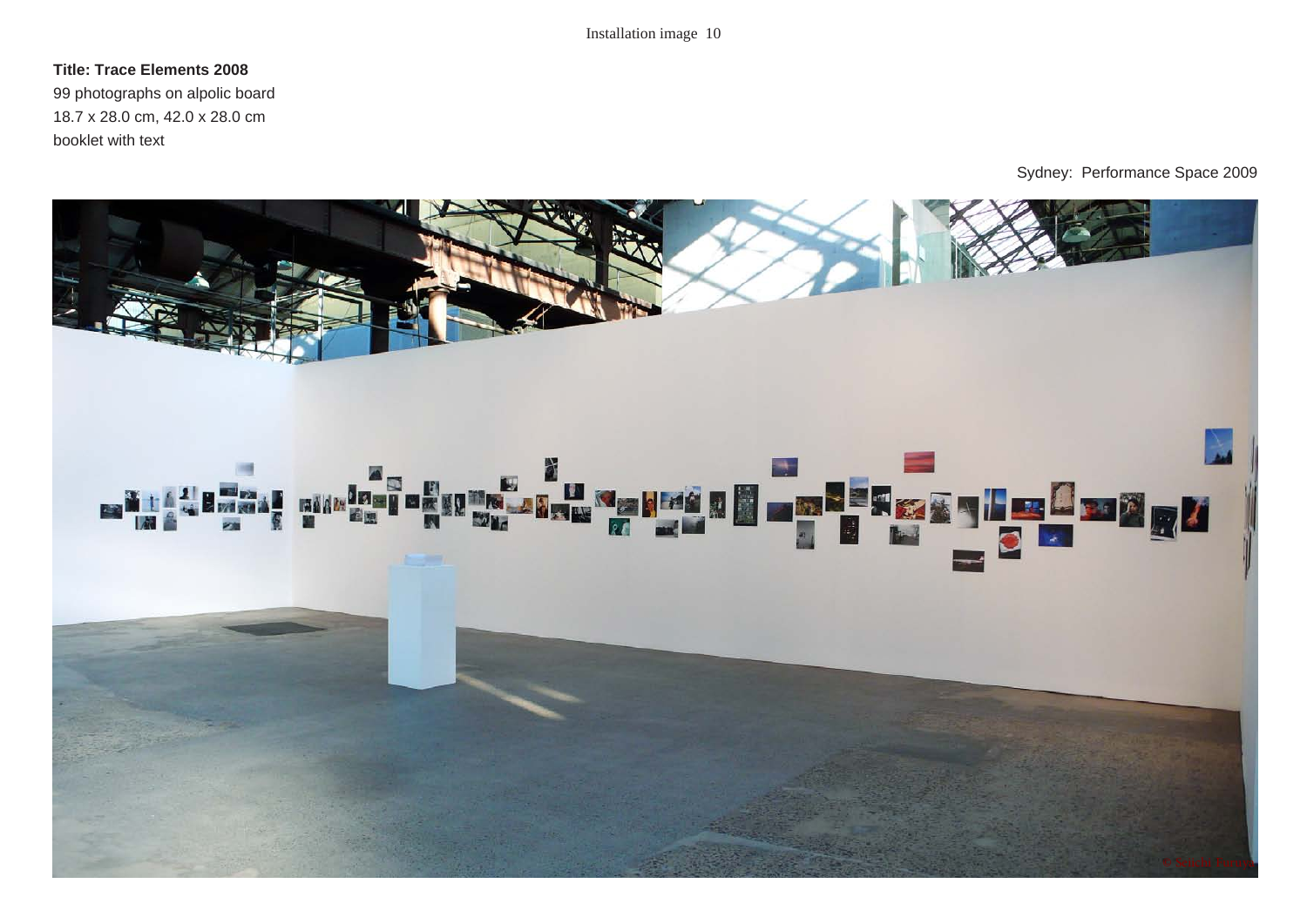Installation image 10

**Title: Trace Elements 2008**
99 photographs on alpolic board
18.7 x 28.0 cm, 42.0 x 28.0 cm
booklet with text

Sydney: Performance Space 2009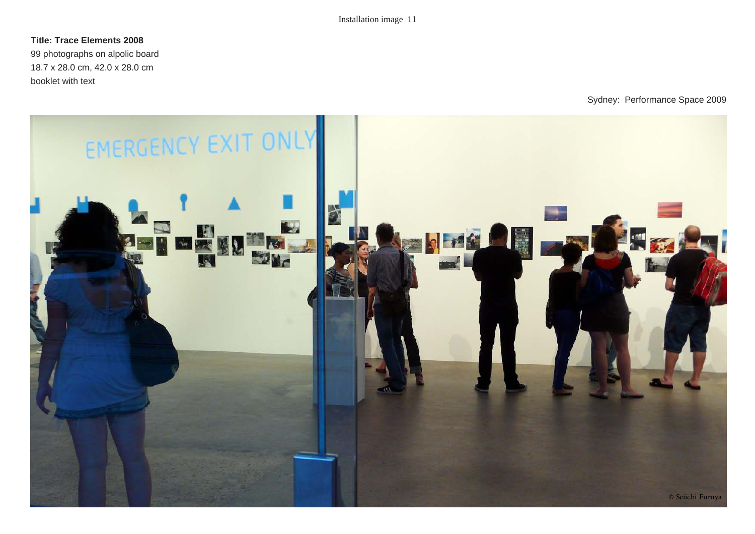Installation image 11

**Title: Trace Elements 2008**
99 photographs on alpolic board
18.7 x 28.0 cm, 42.0 x 28.0 cm
booklet with text

Sydney: Performance Space 2009

© Seiichi Furuya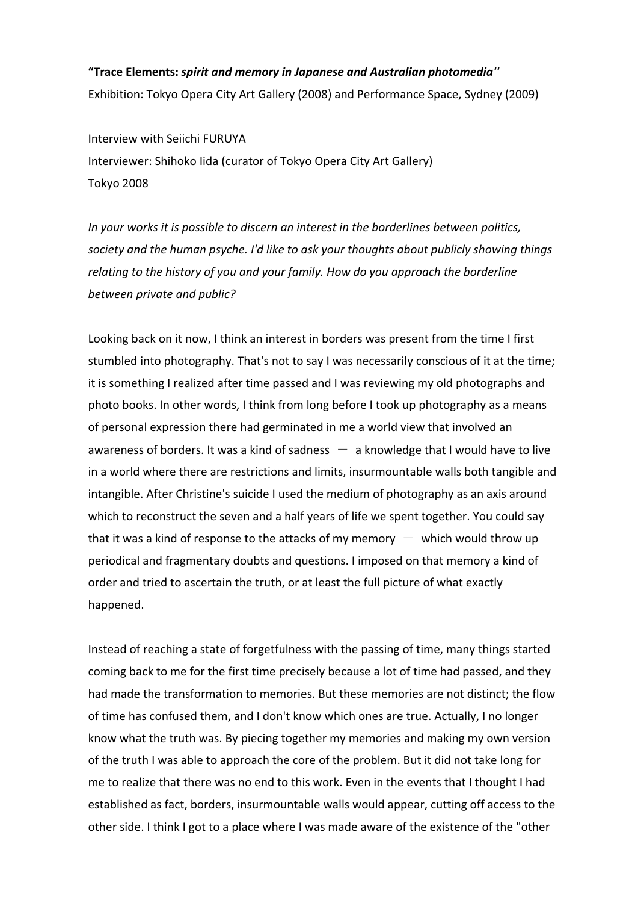**"Trace Elements:** ***spirit and memory in Japanese and Australian photomedia*''**

Exhibition: Tokyo Opera City Art Gallery (2008) and Performance Space, Sydney (2009)

Interview with Seiichi FURUYA
Interviewer: Shihoko Iida (curator of Tokyo Opera City Art Gallery)
Tokyo 2008

*In your works it is possible to discern an interest in the borderlines between politics, society and the human psyche. I'd like to ask your thoughts about publicly showing things relating to the history of you and your family. How do you approach the borderline between private and public?*

Looking back on it now, I think an interest in borders was present from the time I first stumbled into photography. That's not to say I was necessarily conscious of it at the time; it is something I realized after time passed and I was reviewing my old photographs and photo books. In other words, I think from long before I took up photography as a means of personal expression there had germinated in me a world view that involved an awareness of borders. It was a kind of sadness — a knowledge that I would have to live in a world where there are restrictions and limits, insurmountable walls both tangible and intangible. After Christine's suicide I used the medium of photography as an axis around which to reconstruct the seven and a half years of life we spent together. You could say that it was a kind of response to the attacks of my memory — which would throw up periodical and fragmentary doubts and questions. I imposed on that memory a kind of order and tried to ascertain the truth, or at least the full picture of what exactly happened.

Instead of reaching a state of forgetfulness with the passing of time, many things started coming back to me for the first time precisely because a lot of time had passed, and they had made the transformation to memories. But these memories are not distinct; the flow of time has confused them, and I don't know which ones are true. Actually, I no longer know what the truth was. By piecing together my memories and making my own version of the truth I was able to approach the core of the problem. But it did not take long for me to realize that there was no end to this work. Even in the events that I thought I had established as fact, borders, insurmountable walls would appear, cutting off access to the other side. I think I got to a place where I was made aware of the existence of the "other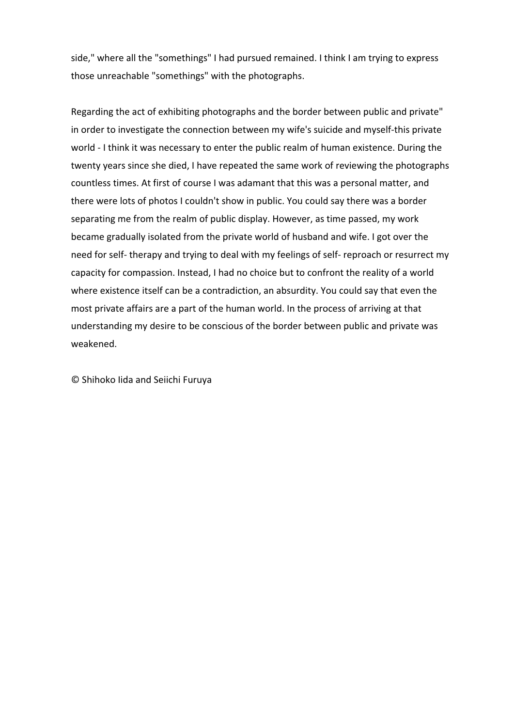side," where all the "somethings" I had pursued remained. I think I am trying to express those unreachable "somethings" with the photographs.

Regarding the act of exhibiting photographs and the border between public and private" in order to investigate the connection between my wife's suicide and myself-this private world - I think it was necessary to enter the public realm of human existence. During the twenty years since she died, I have repeated the same work of reviewing the photographs countless times. At first of course I was adamant that this was a personal matter, and there were lots of photos I couldn't show in public. You could say there was a border separating me from the realm of public display. However, as time passed, my work became gradually isolated from the private world of husband and wife. I got over the need for self- therapy and trying to deal with my feelings of self- reproach or resurrect my capacity for compassion. Instead, I had no choice but to confront the reality of a world where existence itself can be a contradiction, an absurdity. You could say that even the most private affairs are a part of the human world. In the process of arriving at that understanding my desire to be conscious of the border between public and private was weakened.

© Shihoko Iida and Seiichi Furuya